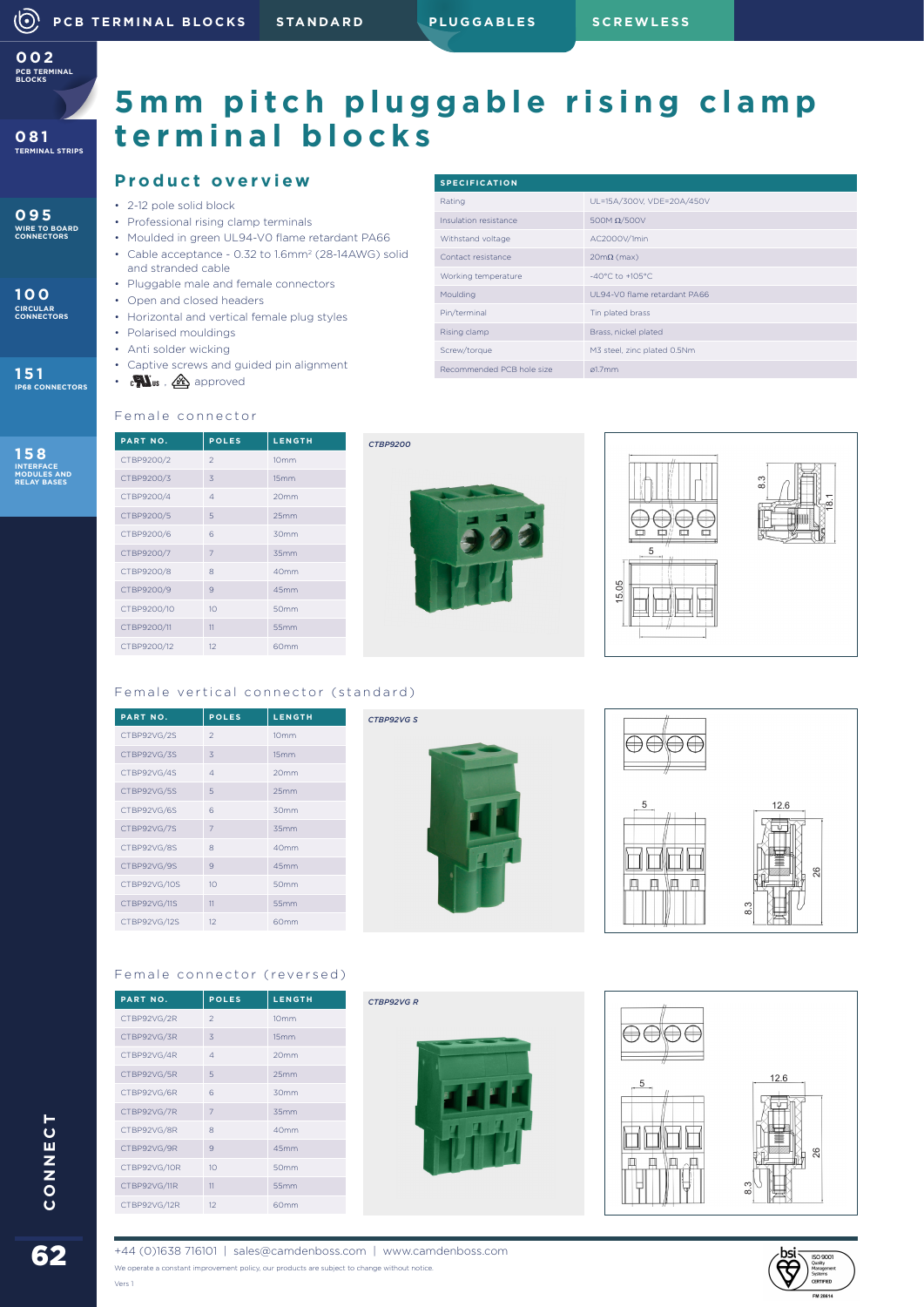# 5mm pitch pluggable rising clamp terminal blocks

## Product overview

- 2-12 pole solid block
- Professional rising clamp terminals
- Moulded in green UL94-V0 flame retardant PA66
- Cable acceptance - 0.32 to 1.6mm² (28-14AWG) solid and stranded cable
- Pluggable male and female connectors
- Open and closed headers
- Horizontal and vertical female plug styles
- Polarised mouldings
- Anti solder wicking
- Captive screws and guided pin alignment
- cULus, ⚠ approved

| SPECIFICATION | |
|---|---|
| Rating | UL=15A/300V, VDE=20A/450V |
| Insulation resistance | 500M Ω/500V |
| Withstand voltage | AC2000V/1min |
| Contact resistance | 20mΩ (max) |
| Working temperature | -40°C to +105°C |
| Moulding | UL94-V0 flame retardant PA66 |
| Pin/terminal | Tin plated brass |
| Rising clamp | Brass, nickel plated |
| Screw/torque | M3 steel, zinc plated 0.5Nm |
| Recommended PCB hole size | ø1.7mm |

### Female connector

| PART NO. | POLES | LENGTH |
|---|---|---|
| CTBP9200/2 | 2 | 10mm |
| CTBP9200/3 | 3 | 15mm |
| CTBP9200/4 | 4 | 20mm |
| CTBP9200/5 | 5 | 25mm |
| CTBP9200/6 | 6 | 30mm |
| CTBP9200/7 | 7 | 35mm |
| CTBP9200/8 | 8 | 40mm |
| CTBP9200/9 | 9 | 45mm |
| CTBP9200/10 | 10 | 50mm |
| CTBP9200/11 | 11 | 55mm |
| CTBP9200/12 | 12 | 60mm |

CTBP9200

### Female vertical connector (standard)

| PART NO. | POLES | LENGTH |
|---|---|---|
| CTBP92VG/2S | 2 | 10mm |
| CTBP92VG/3S | 3 | 15mm |
| CTBP92VG/4S | 4 | 20mm |
| CTBP92VG/5S | 5 | 25mm |
| CTBP92VG/6S | 6 | 30mm |
| CTBP92VG/7S | 7 | 35mm |
| CTBP92VG/8S | 8 | 40mm |
| CTBP92VG/9S | 9 | 45mm |
| CTBP92VG/10S | 10 | 50mm |
| CTBP92VG/11S | 11 | 55mm |
| CTBP92VG/12S | 12 | 60mm |

CTBP92VG S

### Female connector (reversed)

| PART NO. | POLES | LENGTH |
|---|---|---|
| CTBP92VG/2R | 2 | 10mm |
| CTBP92VG/3R | 3 | 15mm |
| CTBP92VG/4R | 4 | 20mm |
| CTBP92VG/5R | 5 | 25mm |
| CTBP92VG/6R | 6 | 30mm |
| CTBP92VG/7R | 7 | 35mm |
| CTBP92VG/8R | 8 | 40mm |
| CTBP92VG/9R | 9 | 45mm |
| CTBP92VG/10R | 10 | 50mm |
| CTBP92VG/11R | 11 | 55mm |
| CTBP92VG/12R | 12 | 60mm |

CTBP92VG R

+44 (0)1638 716101 | sales@camdenboss.com | www.camdenboss.com

We operate a constant improvement policy, our products are subject to change without notice.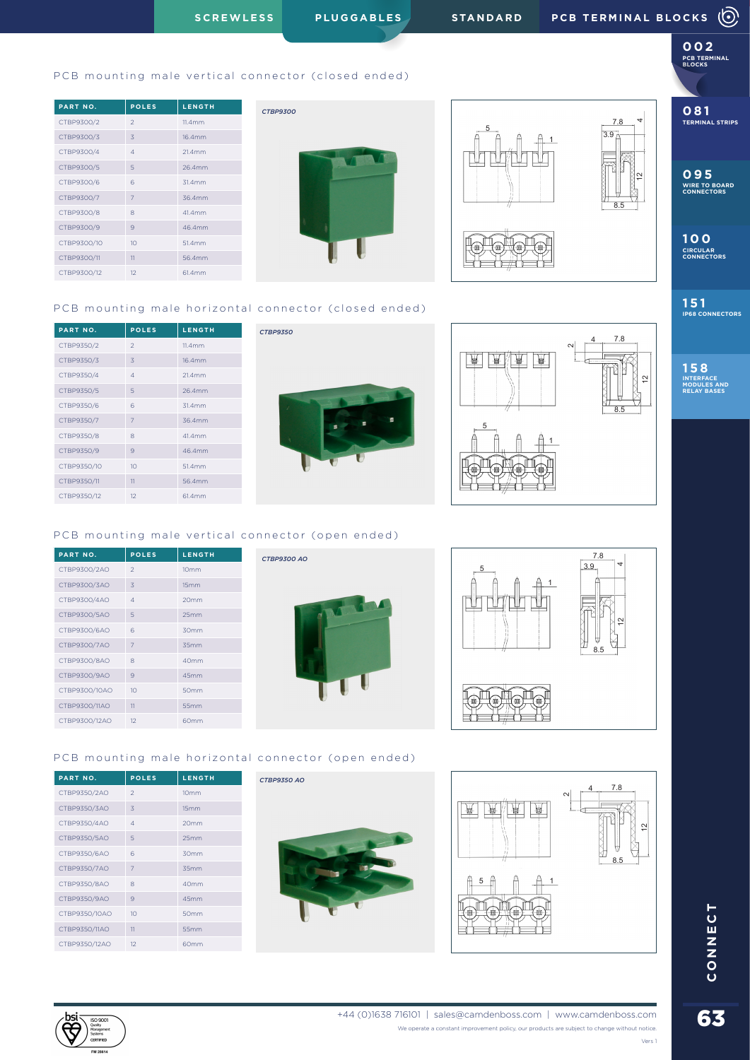## PCB mounting male vertical connector (closed ended)

| PART NO. | POLES | LENGTH |
|---|---|---|
| CTBP9300/2 | 2 | 11.4mm |
| CTBP9300/3 | 3 | 16.4mm |
| CTBP9300/4 | 4 | 21.4mm |
| CTBP9300/5 | 5 | 26.4mm |
| CTBP9300/6 | 6 | 31.4mm |
| CTBP9300/7 | 7 | 36.4mm |
| CTBP9300/8 | 8 | 41.4mm |
| CTBP9300/9 | 9 | 46.4mm |
| CTBP9300/10 | 10 | 51.4mm |
| CTBP9300/11 | 11 | 56.4mm |
| CTBP9300/12 | 12 | 61.4mm |

*CTBP9300*

5
1
7.8
4
3.9
12
8.5

## PCB mounting male horizontal connector (closed ended)

| PART NO. | POLES | LENGTH |
|---|---|---|
| CTBP9350/2 | 2 | 11.4mm |
| CTBP9350/3 | 3 | 16.4mm |
| CTBP9350/4 | 4 | 21.4mm |
| CTBP9350/5 | 5 | 26.4mm |
| CTBP9350/6 | 6 | 31.4mm |
| CTBP9350/7 | 7 | 36.4mm |
| CTBP9350/8 | 8 | 41.4mm |
| CTBP9350/9 | 9 | 46.4mm |
| CTBP9350/10 | 10 | 51.4mm |
| CTBP9350/11 | 11 | 56.4mm |
| CTBP9350/12 | 12 | 61.4mm |

*CTBP9350*

2
4
7.8
12
8.5
5
1

## PCB mounting male vertical connector (open ended)

| PART NO. | POLES | LENGTH |
|---|---|---|
| CTBP9300/2AO | 2 | 10mm |
| CTBP9300/3AO | 3 | 15mm |
| CTBP9300/4AO | 4 | 20mm |
| CTBP9300/5AO | 5 | 25mm |
| CTBP9300/6AO | 6 | 30mm |
| CTBP9300/7AO | 7 | 35mm |
| CTBP9300/8AO | 8 | 40mm |
| CTBP9300/9AO | 9 | 45mm |
| CTBP9300/10AO | 10 | 50mm |
| CTBP9300/11AO | 11 | 55mm |
| CTBP9300/12AO | 12 | 60mm |

*CTBP9300 AO*

5
1
7.8
3.9
4
12
8.5

## PCB mounting male horizontal connector (open ended)

| PART NO. | POLES | LENGTH |
|---|---|---|
| CTBP9350/2AO | 2 | 10mm |
| CTBP9350/3AO | 3 | 15mm |
| CTBP9350/4AO | 4 | 20mm |
| CTBP9350/5AO | 5 | 25mm |
| CTBP9350/6AO | 6 | 30mm |
| CTBP9350/7AO | 7 | 35mm |
| CTBP9350/8AO | 8 | 40mm |
| CTBP9350/9AO | 9 | 45mm |
| CTBP9350/10AO | 10 | 50mm |
| CTBP9350/11AO | 11 | 55mm |
| CTBP9350/12AO | 12 | 60mm |

*CTBP9350 AO*

2
4
7.8
12
8.5
5
1

+44 (0)1638 716101 | sales@camdenboss.com | www.camdenboss.com

We operate a constant improvement policy, our products are subject to change without notice.